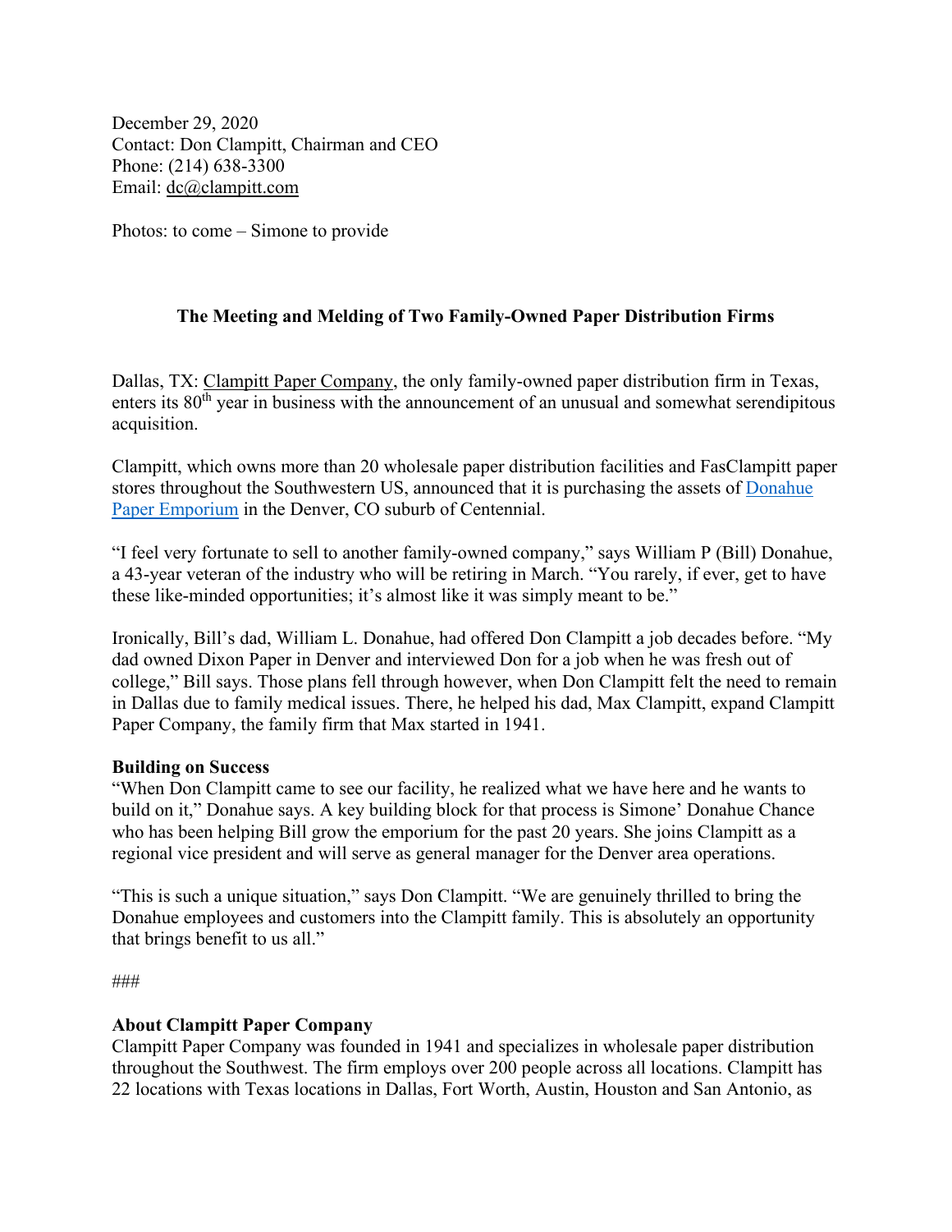December 29, 2020
Contact: Don Clampitt, Chairman and CEO
Phone: (214) 638-3300
Email: dc@clampitt.com

Photos: to come – Simone to provide

**The Meeting and Melding of Two Family-Owned Paper Distribution Firms**

Dallas, TX: Clampitt Paper Company, the only family-owned paper distribution firm in Texas, enters its 80th year in business with the announcement of an unusual and somewhat serendipitous acquisition.

Clampitt, which owns more than 20 wholesale paper distribution facilities and FasClampitt paper stores throughout the Southwestern US, announced that it is purchasing the assets of Donahue Paper Emporium in the Denver, CO suburb of Centennial.

"I feel very fortunate to sell to another family-owned company," says William P (Bill) Donahue, a 43-year veteran of the industry who will be retiring in March. "You rarely, if ever, get to have these like-minded opportunities; it's almost like it was simply meant to be."

Ironically, Bill's dad, William L. Donahue, had offered Don Clampitt a job decades before. "My dad owned Dixon Paper in Denver and interviewed Don for a job when he was fresh out of college," Bill says. Those plans fell through however, when Don Clampitt felt the need to remain in Dallas due to family medical issues. There, he helped his dad, Max Clampitt, expand Clampitt Paper Company, the family firm that Max started in 1941.

**Building on Success**

"When Don Clampitt came to see our facility, he realized what we have here and he wants to build on it," Donahue says. A key building block for that process is Simone' Donahue Chance who has been helping Bill grow the emporium for the past 20 years. She joins Clampitt as a regional vice president and will serve as general manager for the Denver area operations.

"This is such a unique situation," says Don Clampitt. "We are genuinely thrilled to bring the Donahue employees and customers into the Clampitt family. This is absolutely an opportunity that brings benefit to us all."

###

**About Clampitt Paper Company**

Clampitt Paper Company was founded in 1941 and specializes in wholesale paper distribution throughout the Southwest. The firm employs over 200 people across all locations. Clampitt has 22 locations with Texas locations in Dallas, Fort Worth, Austin, Houston and San Antonio, as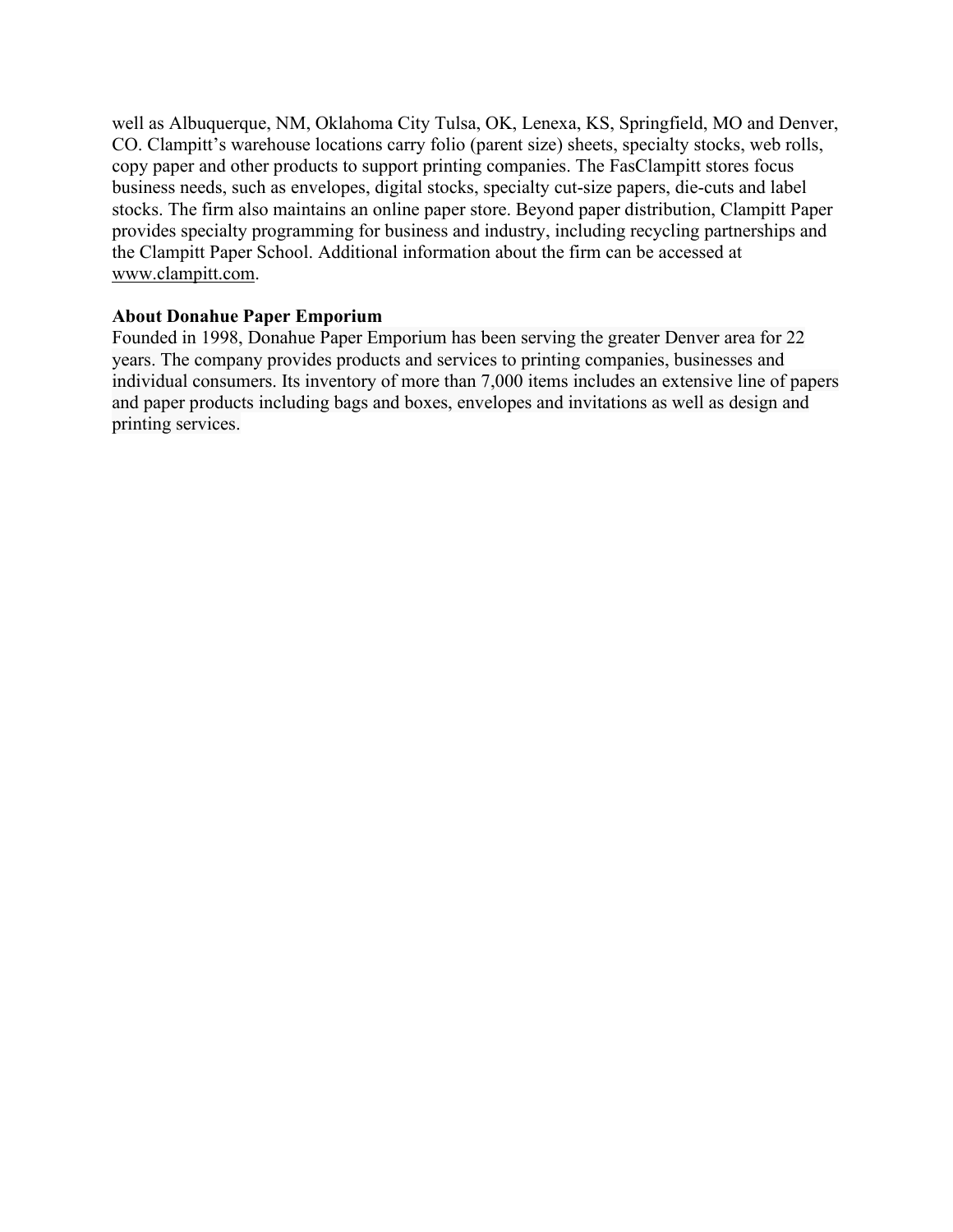well as Albuquerque, NM, Oklahoma City Tulsa, OK, Lenexa, KS, Springfield, MO and Denver, CO. Clampitt's warehouse locations carry folio (parent size) sheets, specialty stocks, web rolls, copy paper and other products to support printing companies. The FasClampitt stores focus business needs, such as envelopes, digital stocks, specialty cut-size papers, die-cuts and label stocks. The firm also maintains an online paper store. Beyond paper distribution, Clampitt Paper provides specialty programming for business and industry, including recycling partnerships and the Clampitt Paper School. Additional information about the firm can be accessed at www.clampitt.com.

**About Donahue Paper Emporium**

Founded in 1998, Donahue Paper Emporium has been serving the greater Denver area for 22 years. The company provides products and services to printing companies, businesses and individual consumers. Its inventory of more than 7,000 items includes an extensive line of papers and paper products including bags and boxes, envelopes and invitations as well as design and printing services.